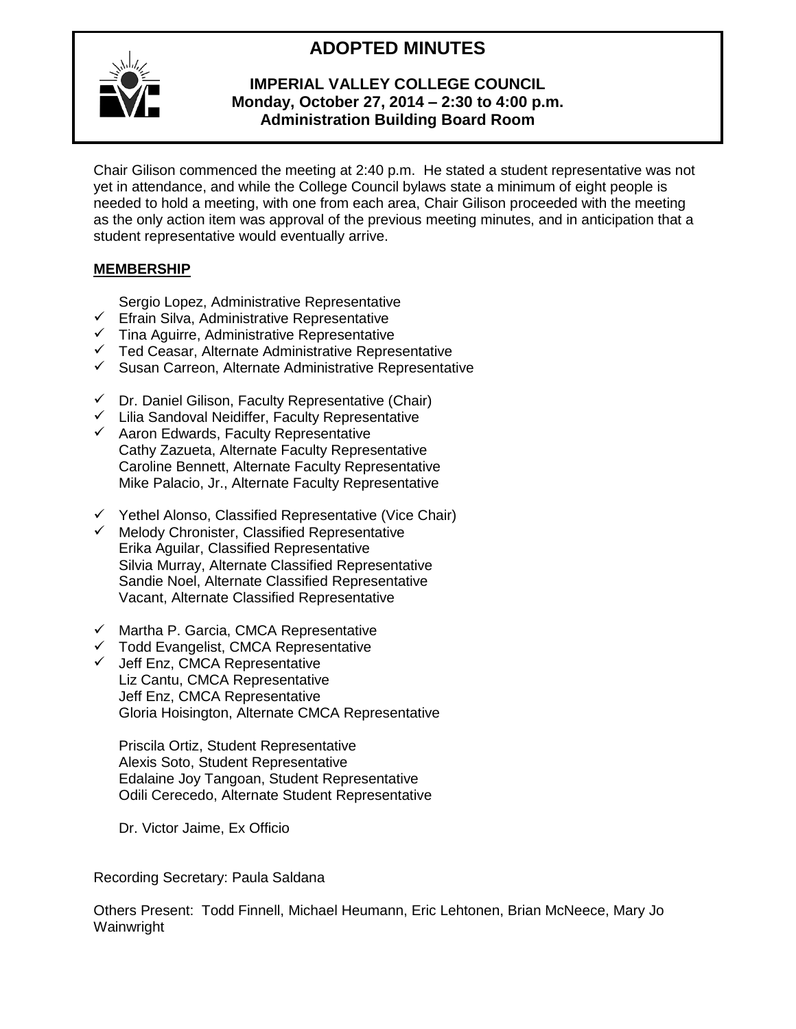# ADOPTED MINUTES

**IMPERIAL VALLEY COLLEGE COUNCIL**
**Monday, October 27, 2014 – 2:30 to 4:00 p.m.**
**Administration Building Board Room**

Chair Gilison commenced the meeting at 2:40 p.m. He stated a student representative was not yet in attendance, and while the College Council bylaws state a minimum of eight people is needed to hold a meeting, with one from each area, Chair Gilison proceeded with the meeting as the only action item was approval of the previous meeting minutes, and in anticipation that a student representative would eventually arrive.

## MEMBERSHIP

- Sergio Lopez, Administrative Representative
- ✓ Efrain Silva, Administrative Representative
- ✓ Tina Aguirre, Administrative Representative
- ✓ Ted Ceasar, Alternate Administrative Representative
- ✓ Susan Carreon, Alternate Administrative Representative

- ✓ Dr. Daniel Gilison, Faculty Representative (Chair)
- ✓ Lilia Sandoval Neidiffer, Faculty Representative
- ✓ Aaron Edwards, Faculty Representative
- Cathy Zazueta, Alternate Faculty Representative
- Caroline Bennett, Alternate Faculty Representative
- Mike Palacio, Jr., Alternate Faculty Representative

- ✓ Yethel Alonso, Classified Representative (Vice Chair)
- ✓ Melody Chronister, Classified Representative
- Erika Aguilar, Classified Representative
- Silvia Murray, Alternate Classified Representative
- Sandie Noel, Alternate Classified Representative
- Vacant, Alternate Classified Representative

- ✓ Martha P. Garcia, CMCA Representative
- ✓ Todd Evangelist, CMCA Representative
- ✓ Jeff Enz, CMCA Representative
- Liz Cantu, CMCA Representative
- Jeff Enz, CMCA Representative
- Gloria Hoisington, Alternate CMCA Representative

- Priscila Ortiz, Student Representative
- Alexis Soto, Student Representative
- Edalaine Joy Tangoan, Student Representative
- Odili Cerecedo, Alternate Student Representative

- Dr. Victor Jaime, Ex Officio

Recording Secretary: Paula Saldana

Others Present: Todd Finnell, Michael Heumann, Eric Lehtonen, Brian McNeece, Mary Jo Wainwright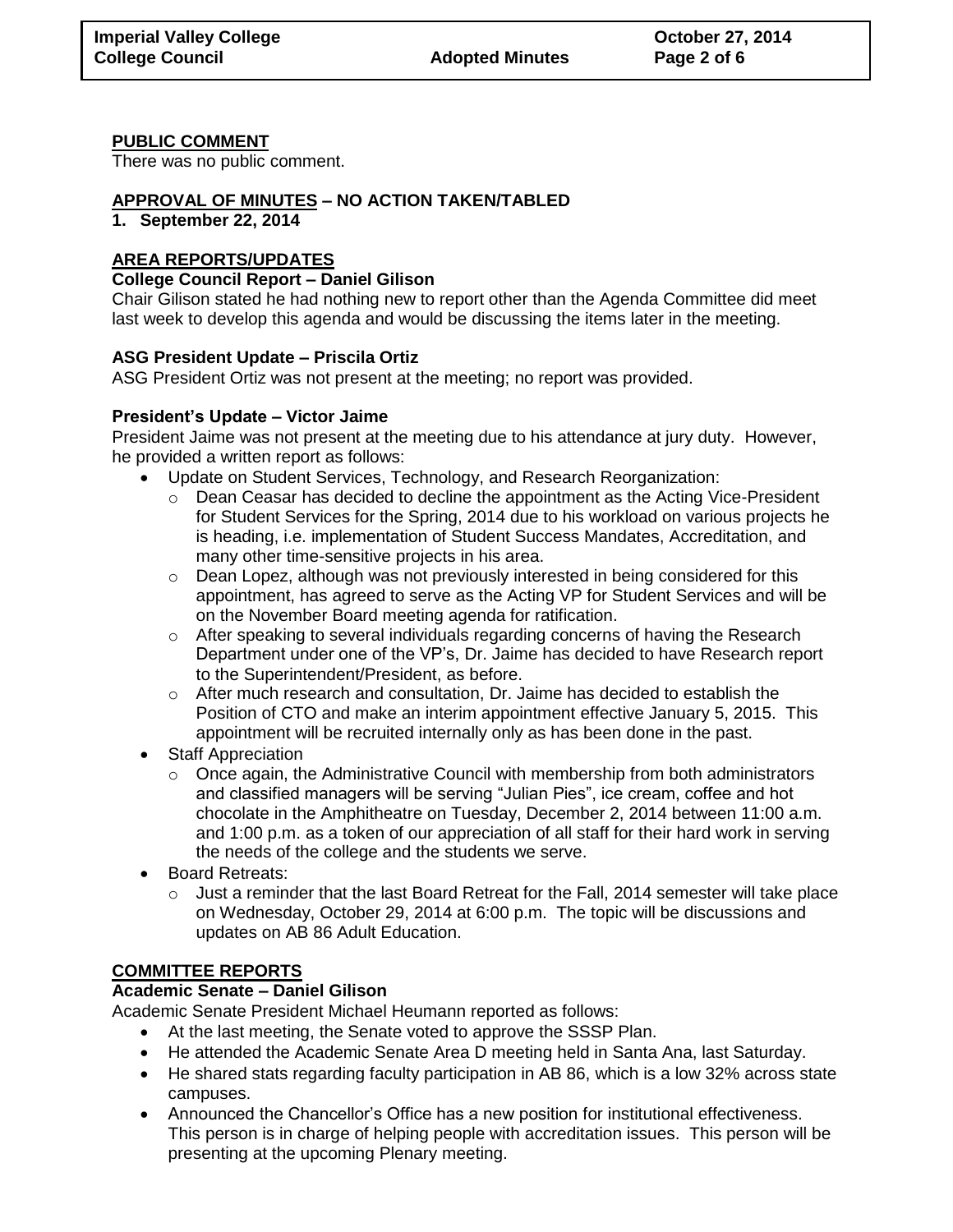**PUBLIC COMMENT**

There was no public comment.

**APPROVAL OF MINUTES – NO ACTION TAKEN/TABLED**

**1. September 22, 2014**

**AREA REPORTS/UPDATES**

**College Council Report – Daniel Gilison**

Chair Gilison stated he had nothing new to report other than the Agenda Committee did meet last week to develop this agenda and would be discussing the items later in the meeting.

**ASG President Update – Priscila Ortiz**

ASG President Ortiz was not present at the meeting; no report was provided.

**President's Update – Victor Jaime**

President Jaime was not present at the meeting due to his attendance at jury duty. However, he provided a written report as follows:

- Update on Student Services, Technology, and Research Reorganization:
  - Dean Ceasar has decided to decline the appointment as the Acting Vice-President for Student Services for the Spring, 2014 due to his workload on various projects he is heading, i.e. implementation of Student Success Mandates, Accreditation, and many other time-sensitive projects in his area.
  - Dean Lopez, although was not previously interested in being considered for this appointment, has agreed to serve as the Acting VP for Student Services and will be on the November Board meeting agenda for ratification.
  - After speaking to several individuals regarding concerns of having the Research Department under one of the VP's, Dr. Jaime has decided to have Research report to the Superintendent/President, as before.
  - After much research and consultation, Dr. Jaime has decided to establish the Position of CTO and make an interim appointment effective January 5, 2015. This appointment will be recruited internally only as has been done in the past.
- Staff Appreciation
  - Once again, the Administrative Council with membership from both administrators and classified managers will be serving "Julian Pies", ice cream, coffee and hot chocolate in the Amphitheatre on Tuesday, December 2, 2014 between 11:00 a.m. and 1:00 p.m. as a token of our appreciation of all staff for their hard work in serving the needs of the college and the students we serve.
- Board Retreats:
  - Just a reminder that the last Board Retreat for the Fall, 2014 semester will take place on Wednesday, October 29, 2014 at 6:00 p.m. The topic will be discussions and updates on AB 86 Adult Education.

**COMMITTEE REPORTS**

**Academic Senate – Daniel Gilison**

Academic Senate President Michael Heumann reported as follows:

- At the last meeting, the Senate voted to approve the SSSP Plan.
- He attended the Academic Senate Area D meeting held in Santa Ana, last Saturday.
- He shared stats regarding faculty participation in AB 86, which is a low 32% across state campuses.
- Announced the Chancellor's Office has a new position for institutional effectiveness. This person is in charge of helping people with accreditation issues. This person will be presenting at the upcoming Plenary meeting.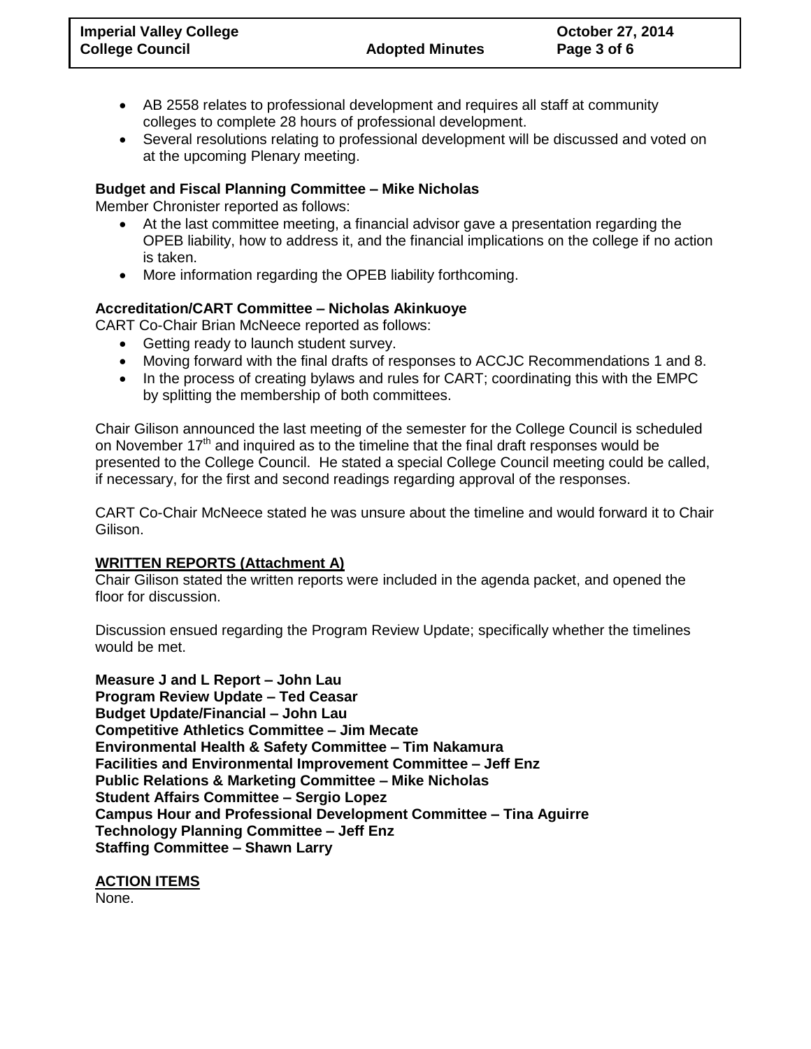- AB 2558 relates to professional development and requires all staff at community colleges to complete 28 hours of professional development.
- Several resolutions relating to professional development will be discussed and voted on at the upcoming Plenary meeting.

**Budget and Fiscal Planning Committee – Mike Nicholas**

Member Chronister reported as follows:

- At the last committee meeting, a financial advisor gave a presentation regarding the OPEB liability, how to address it, and the financial implications on the college if no action is taken.
- More information regarding the OPEB liability forthcoming.

**Accreditation/CART Committee – Nicholas Akinkuoye**

CART Co-Chair Brian McNeece reported as follows:

- Getting ready to launch student survey.
- Moving forward with the final drafts of responses to ACCJC Recommendations 1 and 8.
- In the process of creating bylaws and rules for CART; coordinating this with the EMPC by splitting the membership of both committees.

Chair Gilison announced the last meeting of the semester for the College Council is scheduled on November 17th and inquired as to the timeline that the final draft responses would be presented to the College Council. He stated a special College Council meeting could be called, if necessary, for the first and second readings regarding approval of the responses.

CART Co-Chair McNeece stated he was unsure about the timeline and would forward it to Chair Gilison.

## WRITTEN REPORTS (Attachment A)

Chair Gilison stated the written reports were included in the agenda packet, and opened the floor for discussion.

Discussion ensued regarding the Program Review Update; specifically whether the timelines would be met.

**Measure J and L Report – John Lau**
**Program Review Update – Ted Ceasar**
**Budget Update/Financial – John Lau**
**Competitive Athletics Committee – Jim Mecate**
**Environmental Health & Safety Committee – Tim Nakamura**
**Facilities and Environmental Improvement Committee – Jeff Enz**
**Public Relations & Marketing Committee – Mike Nicholas**
**Student Affairs Committee – Sergio Lopez**
**Campus Hour and Professional Development Committee – Tina Aguirre**
**Technology Planning Committee – Jeff Enz**
**Staffing Committee – Shawn Larry**

## ACTION ITEMS

None.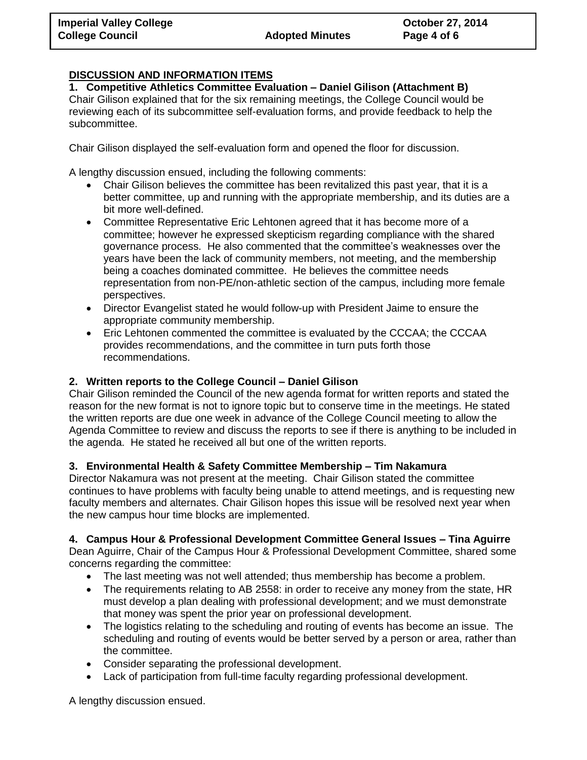**DISCUSSION AND INFORMATION ITEMS**

**1. Competitive Athletics Committee Evaluation – Daniel Gilison (Attachment B)**

Chair Gilison explained that for the six remaining meetings, the College Council would be reviewing each of its subcommittee self-evaluation forms, and provide feedback to help the subcommittee.

Chair Gilison displayed the self-evaluation form and opened the floor for discussion.

A lengthy discussion ensued, including the following comments:

- Chair Gilison believes the committee has been revitalized this past year, that it is a better committee, up and running with the appropriate membership, and its duties are a bit more well-defined.
- Committee Representative Eric Lehtonen agreed that it has become more of a committee; however he expressed skepticism regarding compliance with the shared governance process. He also commented that the committee's weaknesses over the years have been the lack of community members, not meeting, and the membership being a coaches dominated committee. He believes the committee needs representation from non-PE/non-athletic section of the campus, including more female perspectives.
- Director Evangelist stated he would follow-up with President Jaime to ensure the appropriate community membership.
- Eric Lehtonen commented the committee is evaluated by the CCCAA; the CCCAA provides recommendations, and the committee in turn puts forth those recommendations.

**2. Written reports to the College Council – Daniel Gilison**

Chair Gilison reminded the Council of the new agenda format for written reports and stated the reason for the new format is not to ignore topic but to conserve time in the meetings. He stated the written reports are due one week in advance of the College Council meeting to allow the Agenda Committee to review and discuss the reports to see if there is anything to be included in the agenda. He stated he received all but one of the written reports.

**3. Environmental Health & Safety Committee Membership – Tim Nakamura**

Director Nakamura was not present at the meeting. Chair Gilison stated the committee continues to have problems with faculty being unable to attend meetings, and is requesting new faculty members and alternates. Chair Gilison hopes this issue will be resolved next year when the new campus hour time blocks are implemented.

**4. Campus Hour & Professional Development Committee General Issues – Tina Aguirre**

Dean Aguirre, Chair of the Campus Hour & Professional Development Committee, shared some concerns regarding the committee:

- The last meeting was not well attended; thus membership has become a problem.
- The requirements relating to AB 2558: in order to receive any money from the state, HR must develop a plan dealing with professional development; and we must demonstrate that money was spent the prior year on professional development.
- The logistics relating to the scheduling and routing of events has become an issue. The scheduling and routing of events would be better served by a person or area, rather than the committee.
- Consider separating the professional development.
- Lack of participation from full-time faculty regarding professional development.

A lengthy discussion ensued.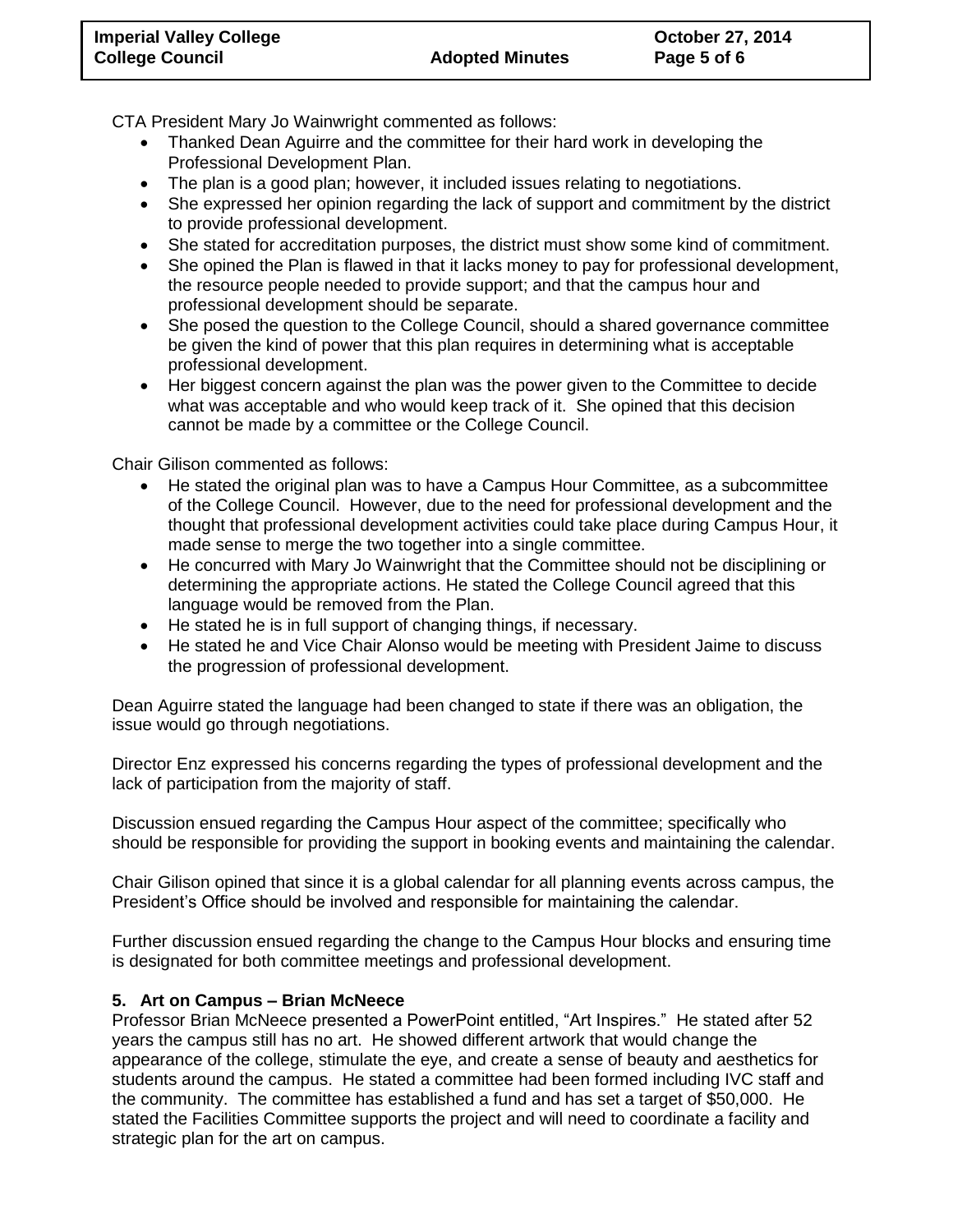CTA President Mary Jo Wainwright commented as follows:

- Thanked Dean Aguirre and the committee for their hard work in developing the Professional Development Plan.
- The plan is a good plan; however, it included issues relating to negotiations.
- She expressed her opinion regarding the lack of support and commitment by the district to provide professional development.
- She stated for accreditation purposes, the district must show some kind of commitment.
- She opined the Plan is flawed in that it lacks money to pay for professional development, the resource people needed to provide support; and that the campus hour and professional development should be separate.
- She posed the question to the College Council, should a shared governance committee be given the kind of power that this plan requires in determining what is acceptable professional development.
- Her biggest concern against the plan was the power given to the Committee to decide what was acceptable and who would keep track of it. She opined that this decision cannot be made by a committee or the College Council.

Chair Gilison commented as follows:

- He stated the original plan was to have a Campus Hour Committee, as a subcommittee of the College Council. However, due to the need for professional development and the thought that professional development activities could take place during Campus Hour, it made sense to merge the two together into a single committee.
- He concurred with Mary Jo Wainwright that the Committee should not be disciplining or determining the appropriate actions. He stated the College Council agreed that this language would be removed from the Plan.
- He stated he is in full support of changing things, if necessary.
- He stated he and Vice Chair Alonso would be meeting with President Jaime to discuss the progression of professional development.

Dean Aguirre stated the language had been changed to state if there was an obligation, the issue would go through negotiations.

Director Enz expressed his concerns regarding the types of professional development and the lack of participation from the majority of staff.

Discussion ensued regarding the Campus Hour aspect of the committee; specifically who should be responsible for providing the support in booking events and maintaining the calendar.

Chair Gilison opined that since it is a global calendar for all planning events across campus, the President's Office should be involved and responsible for maintaining the calendar.

Further discussion ensued regarding the change to the Campus Hour blocks and ensuring time is designated for both committee meetings and professional development.

**5. Art on Campus – Brian McNeece**

Professor Brian McNeece presented a PowerPoint entitled, "Art Inspires." He stated after 52 years the campus still has no art. He showed different artwork that would change the appearance of the college, stimulate the eye, and create a sense of beauty and aesthetics for students around the campus. He stated a committee had been formed including IVC staff and the community. The committee has established a fund and has set a target of $50,000. He stated the Facilities Committee supports the project and will need to coordinate a facility and strategic plan for the art on campus.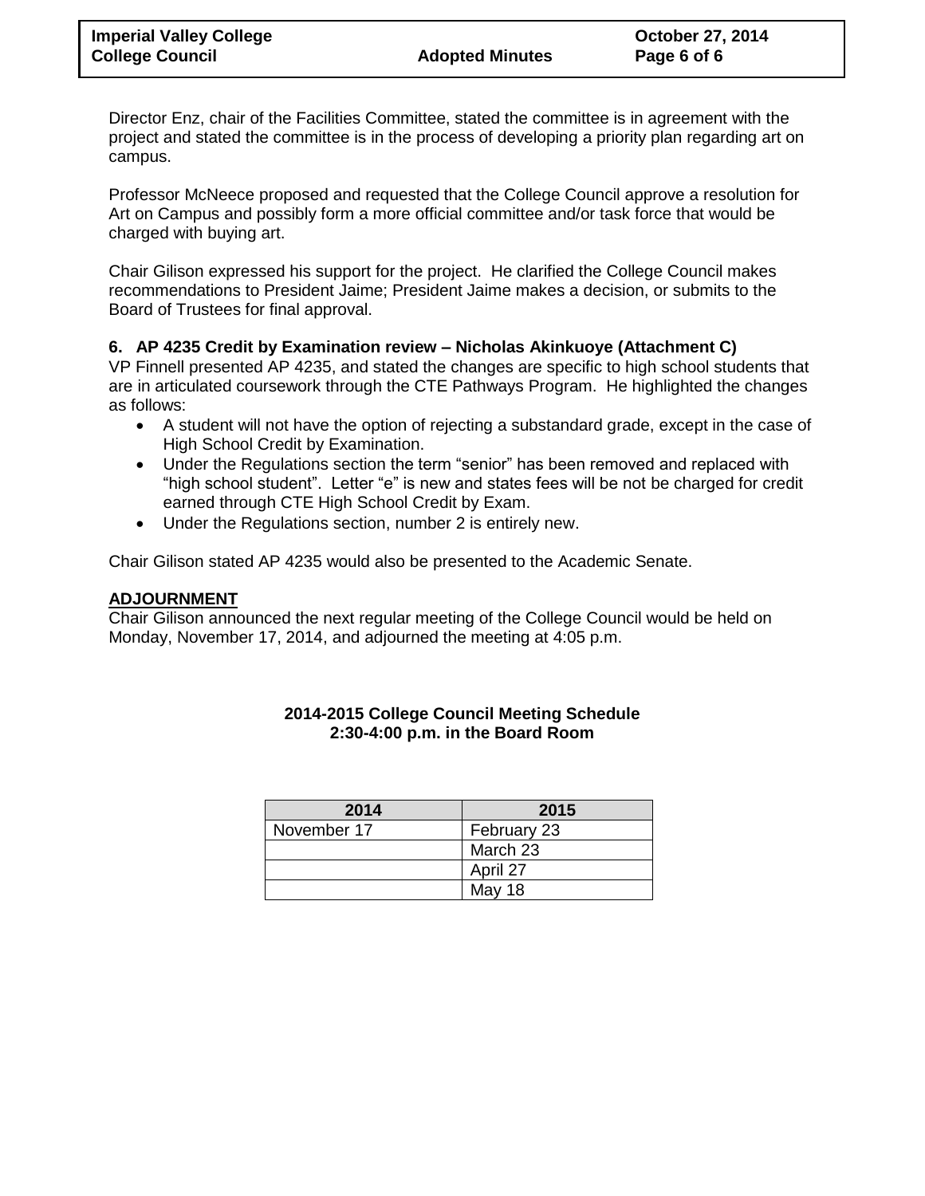Director Enz, chair of the Facilities Committee, stated the committee is in agreement with the project and stated the committee is in the process of developing a priority plan regarding art on campus.

Professor McNeece proposed and requested that the College Council approve a resolution for Art on Campus and possibly form a more official committee and/or task force that would be charged with buying art.

Chair Gilison expressed his support for the project. He clarified the College Council makes recommendations to President Jaime; President Jaime makes a decision, or submits to the Board of Trustees for final approval.

**6. AP 4235 Credit by Examination review – Nicholas Akinkuoye (Attachment C)**

VP Finnell presented AP 4235, and stated the changes are specific to high school students that are in articulated coursework through the CTE Pathways Program. He highlighted the changes as follows:

- A student will not have the option of rejecting a substandard grade, except in the case of High School Credit by Examination.
- Under the Regulations section the term "senior" has been removed and replaced with "high school student". Letter "e" is new and states fees will be not be charged for credit earned through CTE High School Credit by Exam.
- Under the Regulations section, number 2 is entirely new.

Chair Gilison stated AP 4235 would also be presented to the Academic Senate.

**ADJOURNMENT**

Chair Gilison announced the next regular meeting of the College Council would be held on Monday, November 17, 2014, and adjourned the meeting at 4:05 p.m.

**2014-2015 College Council Meeting Schedule**
**2:30-4:00 p.m. in the Board Room**

| 2014 | 2015 |
|---|---|
| November 17 | February 23 |
| | March 23 |
| | April 27 |
| | May 18 |